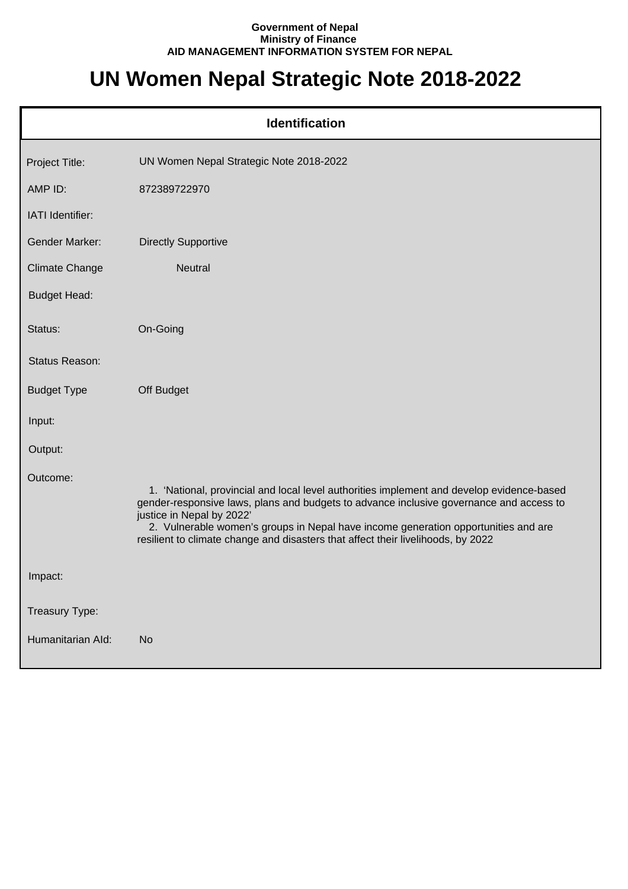**Government of Nepal**
**Ministry of Finance**
**AID MANAGEMENT INFORMATION SYSTEM FOR NEPAL**

# UN Women Nepal Strategic Note 2018-2022

## Identification

| | |
|---|---|
| Project Title: | UN Women Nepal Strategic Note 2018-2022 |
| AMP ID: | 872389722970 |
| IATI Identifier: | |
| Gender Marker: | Directly Supportive |
| Climate Change | Neutral |
| Budget Head: | |
| Status: | On-Going |
| Status Reason: | |
| Budget Type | Off Budget |
| Input: | |
| Output: | |
| Outcome: | 1. 'National, provincial and local level authorities implement and develop evidence-based gender-responsive laws, plans and budgets to advance inclusive governance and access to justice in Nepal by 2022' 2. Vulnerable women's groups in Nepal have income generation opportunities and are resilient to climate change and disasters that affect their livelihoods, by 2022 |
| Impact: | |
| Treasury Type: | |
| Humanitarian AId: | No |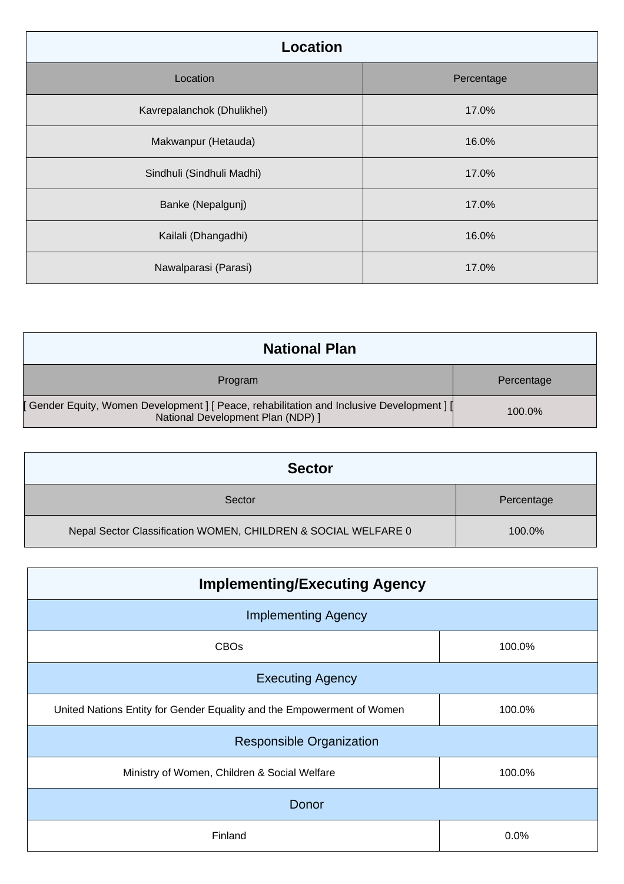| Location | |
|---|---|
| **Location** | **Percentage** |
| Kavrepalanchok (Dhulikhel) | 17.0% |
| Makwanpur (Hetauda) | 16.0% |
| Sindhuli (Sindhuli Madhi) | 17.0% |
| Banke (Nepalgunj) | 17.0% |
| Kailali (Dhangadhi) | 16.0% |
| Nawalparasi (Parasi) | 17.0% |

| National Plan | |
|---|---|
| **Program** | **Percentage** |
| [ Gender Equity, Women Development ] [ Peace, rehabilitation and Inclusive Development ] [ National Development Plan (NDP) ] | 100.0% |

| Sector | |
|---|---|
| **Sector** | **Percentage** |
| Nepal Sector Classification WOMEN, CHILDREN & SOCIAL WELFARE 0 | 100.0% |

| Implementing/Executing Agency | |
|---|---|
| **Implementing Agency** | |
| CBOs | 100.0% |
| **Executing Agency** | |
| United Nations Entity for Gender Equality and the Empowerment of Women | 100.0% |
| **Responsible Organization** | |
| Ministry of Women, Children & Social Welfare | 100.0% |
| **Donor** | |
| Finland | 0.0% |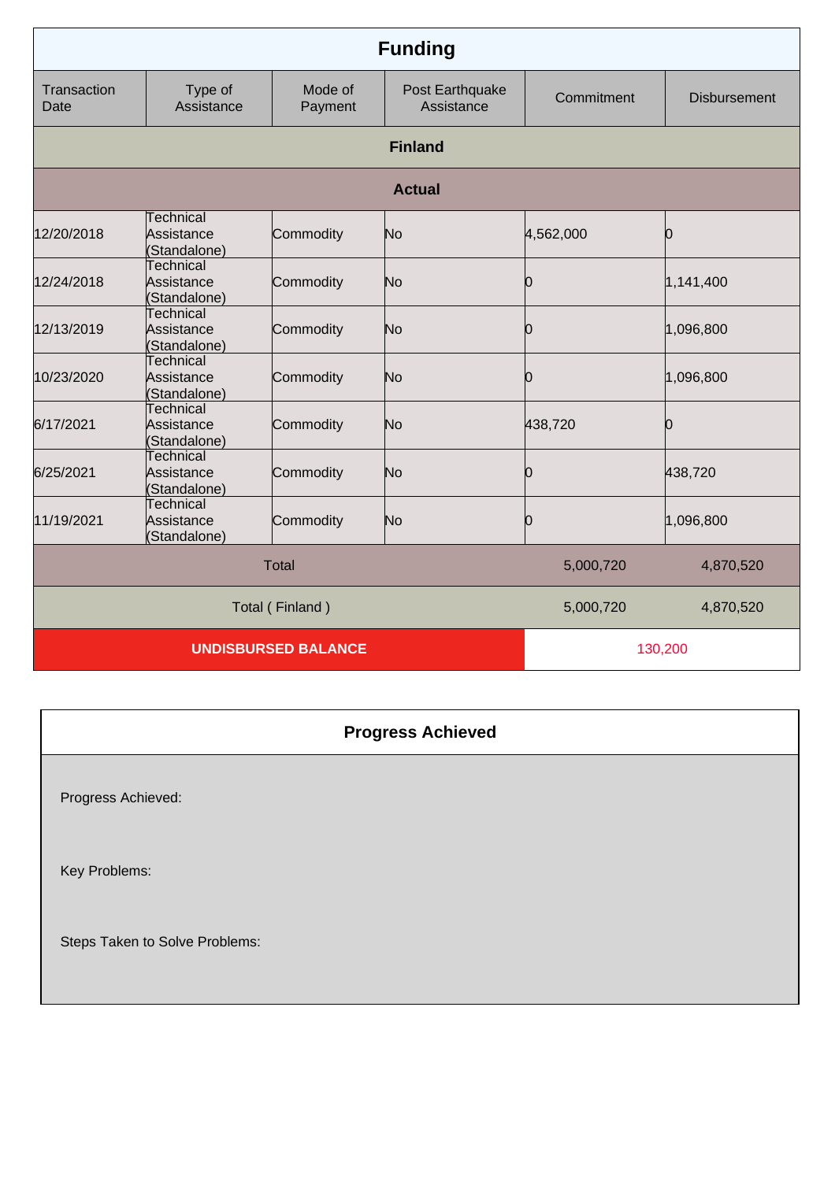## Funding

| Transaction Date | Type of Assistance | Mode of Payment | Post Earthquake Assistance | Commitment | Disbursement |
|---|---|---|---|---|---|
| **Finland** | | | | | |
| **Actual** | | | | | |
| 12/20/2018 | Technical Assistance (Standalone) | Commodity | No | 4,562,000 | 0 |
| 12/24/2018 | Technical Assistance (Standalone) | Commodity | No | 0 | 1,141,400 |
| 12/13/2019 | Technical Assistance (Standalone) | Commodity | No | 0 | 1,096,800 |
| 10/23/2020 | Technical Assistance (Standalone) | Commodity | No | 0 | 1,096,800 |
| 6/17/2021 | Technical Assistance (Standalone) | Commodity | No | 438,720 | 0 |
| 6/25/2021 | Technical Assistance (Standalone) | Commodity | No | 0 | 438,720 |
| 11/19/2021 | Technical Assistance (Standalone) | Commodity | No | 0 | 1,096,800 |
| Total | | | | 5,000,720 | 4,870,520 |
| Total ( Finland ) | | | | 5,000,720 | 4,870,520 |
| **UNDISBURSED BALANCE** | | | | 130,200 | |

## Progress Achieved

Progress Achieved:

Key Problems:

Steps Taken to Solve Problems: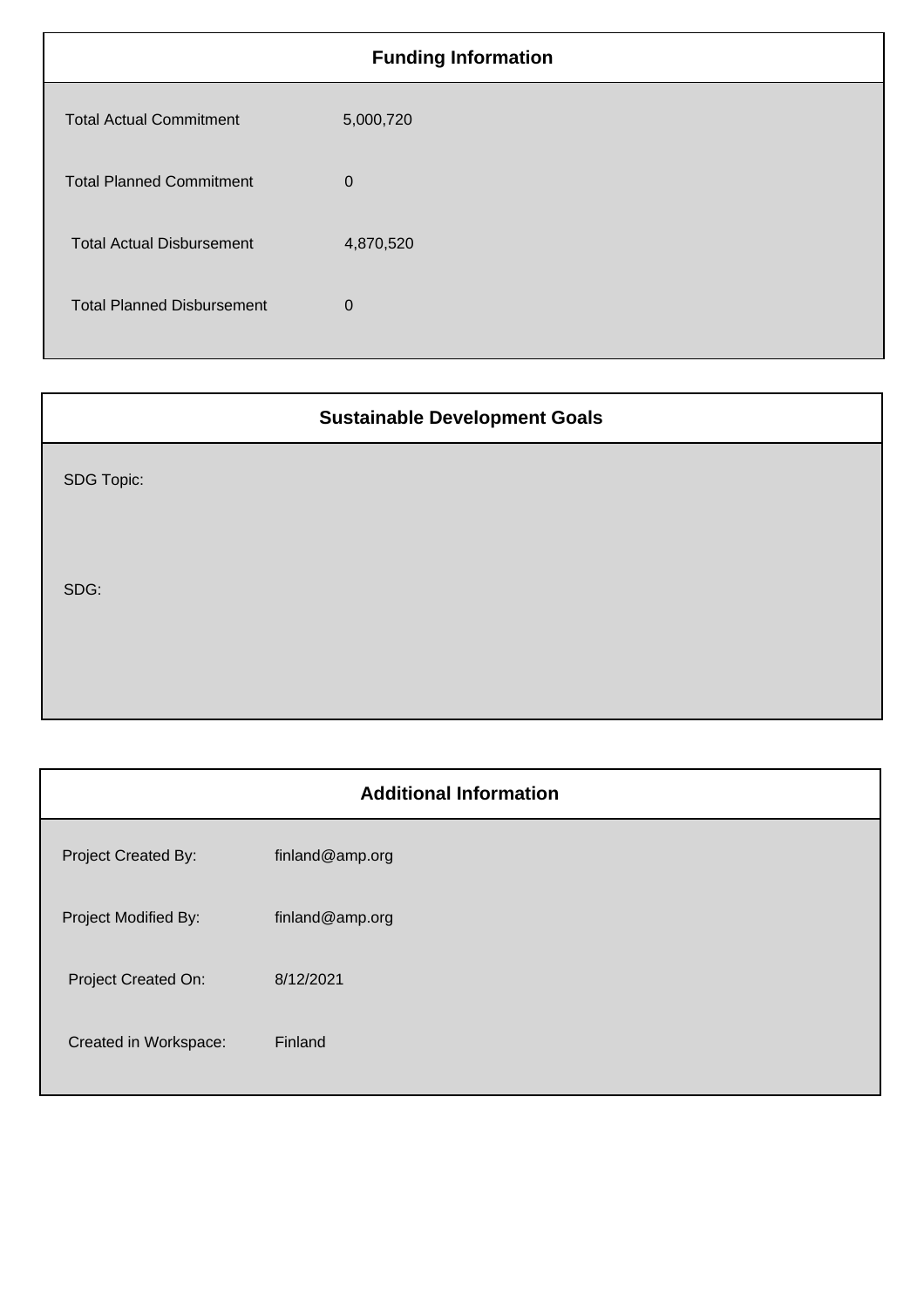## Funding Information

| | |
|---|---|
| Total Actual Commitment | 5,000,720 |
| Total Planned Commitment | 0 |
| Total Actual Disbursement | 4,870,520 |
| Total Planned Disbursement | 0 |

## Sustainable Development Goals

SDG Topic:

SDG:

## Additional Information

| | |
|---|---|
| Project Created By: | finland@amp.org |
| Project Modified By: | finland@amp.org |
| Project Created On: | 8/12/2021 |
| Created in Workspace: | Finland |